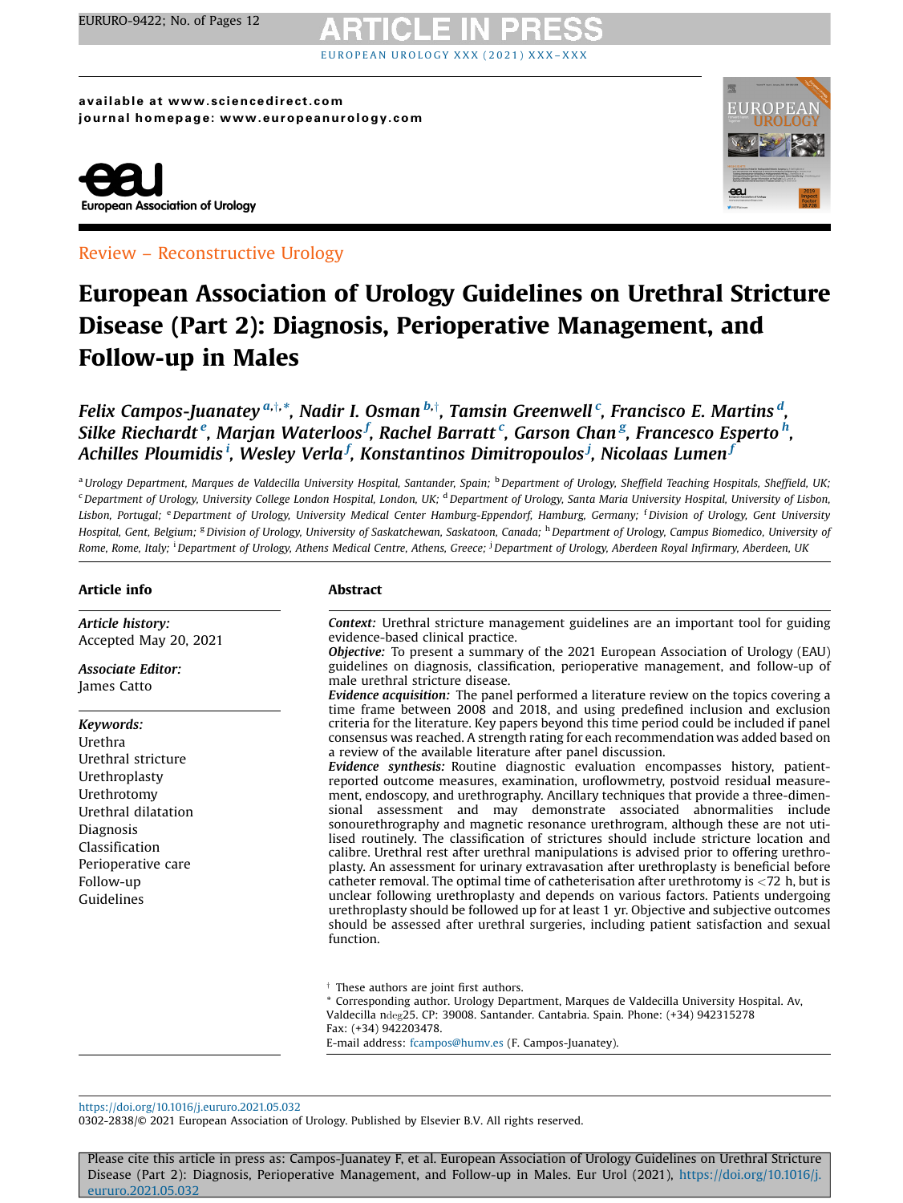available at www.sciencedirect.com
journal homepage: www.europeanurology.com

Review – Reconstructive Urology

# European Association of Urology Guidelines on Urethral Stricture Disease (Part 2): Diagnosis, Perioperative Management, and Follow-up in Males

*Felix Campos-Juanatey [a,†,*], Nadir I. Osman [b,†], Tamsin Greenwell [c], Francisco E. Martins [d], Silke Riechardt [e], Marjan Waterloos [f], Rachel Barratt [c], Garson Chan [g], Francesco Esperto [h], Achilles Ploumidis [i], Wesley Verla [f], Konstantinos Dimitropoulos [j], Nicolaas Lumen [f]*

[a] Urology Department, Marques de Valdecilla University Hospital, Santander, Spain; [b] Department of Urology, Sheffield Teaching Hospitals, Sheffield, UK; [c] Department of Urology, University College London Hospital, London, UK; [d] Department of Urology, Santa Maria University Hospital, University of Lisbon, Lisbon, Portugal; [e] Department of Urology, University Medical Center Hamburg-Eppendorf, Hamburg, Germany; [f] Division of Urology, Gent University Hospital, Gent, Belgium; [g] Division of Urology, University of Saskatchewan, Saskatoon, Canada; [h] Department of Urology, Campus Biomedico, University of Rome, Rome, Italy; [i] Department of Urology, Athens Medical Centre, Athens, Greece; [j] Department of Urology, Aberdeen Royal Infirmary, Aberdeen, UK

## Article info

*Article history:*
Accepted May 20, 2021

*Associate Editor:*
James Catto

*Keywords:*
Urethra
Urethral stricture
Urethroplasty
Urethrotomy
Urethral dilatation
Diagnosis
Classification
Perioperative care
Follow-up
Guidelines

## Abstract

***Context:*** Urethral stricture management guidelines are an important tool for guiding evidence-based clinical practice.

***Objective:*** To present a summary of the 2021 European Association of Urology (EAU) guidelines on diagnosis, classification, perioperative management, and follow-up of male urethral stricture disease.

***Evidence acquisition:*** The panel performed a literature review on the topics covering a time frame between 2008 and 2018, and using predefined inclusion and exclusion criteria for the literature. Key papers beyond this time period could be included if panel consensus was reached. A strength rating for each recommendation was added based on a review of the available literature after panel discussion.

***Evidence synthesis:*** Routine diagnostic evaluation encompasses history, patient-reported outcome measures, examination, uroflowmetry, postvoid residual measurement, endoscopy, and urethrography. Ancillary techniques that provide a three-dimensional assessment and may demonstrate associated abnormalities include sonourethrography and magnetic resonance urethrogram, although these are not utilised routinely. The classification of strictures should include stricture location and calibre. Urethral rest after urethral manipulations is advised prior to offering urethroplasty. An assessment for urinary extravasation after urethroplasty is beneficial before catheter removal. The optimal time of catheterisation after urethrotomy is <72 h, but is unclear following urethroplasty and depends on various factors. Patients undergoing urethroplasty should be followed up for at least 1 yr. Objective and subjective outcomes should be assessed after urethral surgeries, including patient satisfaction and sexual function.

† These authors are joint first authors.
* Corresponding author. Urology Department, Marques de Valdecilla University Hospital. Av, Valdecilla ndeg25. CP: 39008. Santander. Cantabria. Spain. Phone: (+34) 942315278
Fax: (+34) 942203478.
E-mail address: fcampos@humv.es (F. Campos-Juanatey).

https://doi.org/10.1016/j.eururo.2021.05.032
0302-2838/© 2021 European Association of Urology. Published by Elsevier B.V. All rights reserved.

Please cite this article in press as: Campos-Juanatey F, et al. European Association of Urology Guidelines on Urethral Stricture Disease (Part 2): Diagnosis, Perioperative Management, and Follow-up in Males. Eur Urol (2021), https://doi.org/10.1016/j.eururo.2021.05.032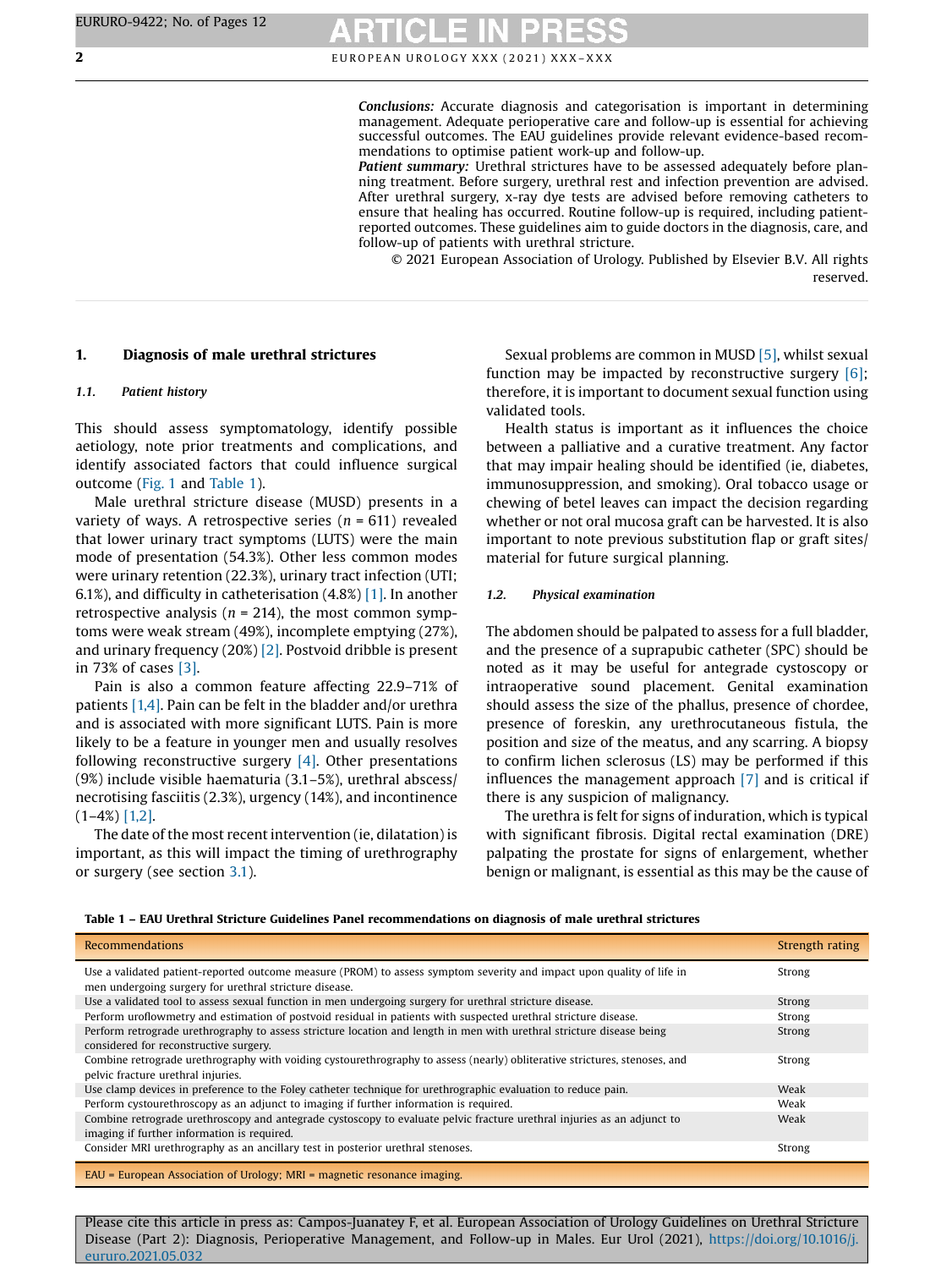**Conclusions:** Accurate diagnosis and categorisation is important in determining management. Adequate perioperative care and follow-up is essential for achieving successful outcomes. The EAU guidelines provide relevant evidence-based recommendations to optimise patient work-up and follow-up.

**Patient summary:** Urethral strictures have to be assessed adequately before planning treatment. Before surgery, urethral rest and infection prevention are advised. After urethral surgery, x-ray dye tests are advised before removing catheters to ensure that healing has occurred. Routine follow-up is required, including patient-reported outcomes. These guidelines aim to guide doctors in the diagnosis, care, and follow-up of patients with urethral stricture.

© 2021 European Association of Urology. Published by Elsevier B.V. All rights reserved.

## 1. Diagnosis of male urethral strictures

### 1.1. Patient history

This should assess symptomatology, identify possible aetiology, note prior treatments and complications, and identify associated factors that could influence surgical outcome (Fig. 1 and Table 1).

Male urethral stricture disease (MUSD) presents in a variety of ways. A retrospective series ($n = 611$) revealed that lower urinary tract symptoms (LUTS) were the main mode of presentation (54.3%). Other less common modes were urinary retention (22.3%), urinary tract infection (UTI; 6.1%), and difficulty in catheterisation (4.8%) [1]. In another retrospective analysis ($n = 214$), the most common symptoms were weak stream (49%), incomplete emptying (27%), and urinary frequency (20%) [2]. Postvoid dribble is present in 73% of cases [3].

Pain is also a common feature affecting 22.9–71% of patients [1,4]. Pain can be felt in the bladder and/or urethra and is associated with more significant LUTS. Pain is more likely to be a feature in younger men and usually resolves following reconstructive surgery [4]. Other presentations (9%) include visible haematuria (3.1–5%), urethral abscess/necrotising fasciitis (2.3%), urgency (14%), and incontinence (1–4%) [1,2].

The date of the most recent intervention (ie, dilatation) is important, as this will impact the timing of urethrography or surgery (see section 3.1).

Sexual problems are common in MUSD [5], whilst sexual function may be impacted by reconstructive surgery [6]; therefore, it is important to document sexual function using validated tools.

Health status is important as it influences the choice between a palliative and a curative treatment. Any factor that may impair healing should be identified (ie, diabetes, immunosuppression, and smoking). Oral tobacco usage or chewing of betel leaves can impact the decision regarding whether or not oral mucosa graft can be harvested. It is also important to note previous substitution flap or graft sites/material for future surgical planning.

### 1.2. Physical examination

The abdomen should be palpated to assess for a full bladder, and the presence of a suprapubic catheter (SPC) should be noted as it may be useful for antegrade cystoscopy or intraoperative sound placement. Genital examination should assess the size of the phallus, presence of chordee, presence of foreskin, any urethrocutaneous fistula, the position and size of the meatus, and any scarring. A biopsy to confirm lichen sclerosus (LS) may be performed if this influences the management approach [7] and is critical if there is any suspicion of malignancy.

The urethra is felt for signs of induration, which is typical with significant fibrosis. Digital rectal examination (DRE) palpating the prostate for signs of enlargement, whether benign or malignant, is essential as this may be the cause of

**Table 1 – EAU Urethral Stricture Guidelines Panel recommendations on diagnosis of male urethral strictures**

| Recommendations | Strength rating |
|---|---|
| Use a validated patient-reported outcome measure (PROM) to assess symptom severity and impact upon quality of life in men undergoing surgery for urethral stricture disease. | Strong |
| Use a validated tool to assess sexual function in men undergoing surgery for urethral stricture disease. | Strong |
| Perform uroflowmetry and estimation of postvoid residual in patients with suspected urethral stricture disease. | Strong |
| Perform retrograde urethrography to assess stricture location and length in men with urethral stricture disease being considered for reconstructive surgery. | Strong |
| Combine retrograde urethrography with voiding cystourethrography to assess (nearly) obliterative strictures, stenoses, and pelvic fracture urethral injuries. | Strong |
| Use clamp devices in preference to the Foley catheter technique for urethrographic evaluation to reduce pain. | Weak |
| Perform cystourethroscopy as an adjunct to imaging if further information is required. | Weak |
| Combine retrograde urethroscopy and antegrade cystoscopy to evaluate pelvic fracture urethral injuries as an adjunct to imaging if further information is required. | Weak |
| Consider MRI urethrography as an ancillary test in posterior urethral stenoses. | Strong |

EAU = European Association of Urology; MRI = magnetic resonance imaging.

Please cite this article in press as: Campos-Juanatey F, et al. European Association of Urology Guidelines on Urethral Stricture Disease (Part 2): Diagnosis, Perioperative Management, and Follow-up in Males. Eur Urol (2021), https://doi.org/10.1016/j.eururo.2021.05.032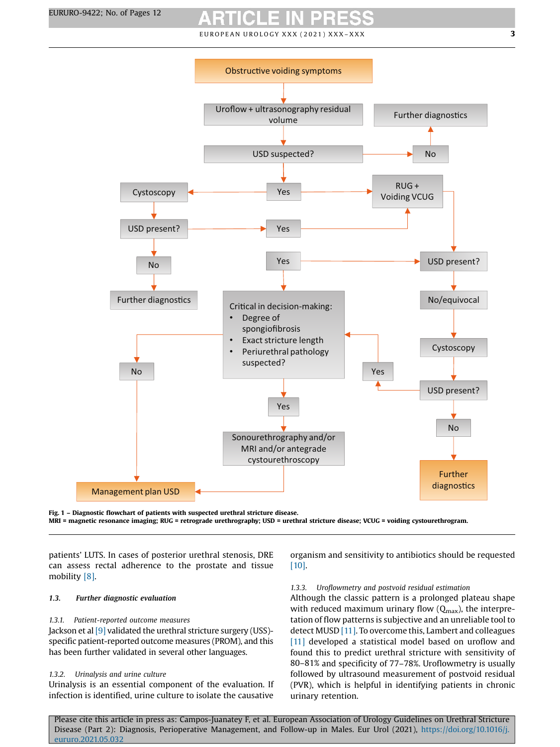Obstructive voiding symptoms

Uroflow + ultrasonography residual volume

USD suspected?

No

Further diagnostics

Yes

Cystoscopy

RUG + Voiding VCUG

USD present?

Yes

No

Further diagnostics

Yes

USD present?

Critical in decision-making:
- Degree of spongiofibrosis
- Exact stricture length
- Periurethral pathology suspected?

No/equivocal

Cystoscopy

No

Yes

USD present?

Yes

No

Sonourethrography and/or MRI and/or antegrade cystourethroscopy

Further diagnostics

Management plan USD

**Fig. 1 – Diagnostic flowchart of patients with suspected urethral stricture disease.**
**MRI = magnetic resonance imaging; RUG = retrograde urethrography; USD = urethral stricture disease; VCUG = voiding cystourethrogram.**

patients' LUTS. In cases of posterior urethral stenosis, DRE can assess rectal adherence to the prostate and tissue mobility [8].

### 1.3. Further diagnostic evaluation

#### 1.3.1. Patient-reported outcome measures

Jackson et al [9] validated the urethral stricture surgery (USS)-specific patient-reported outcome measures (PROM), and this has been further validated in several other languages.

#### 1.3.2. Urinalysis and urine culture

Urinalysis is an essential component of the evaluation. If infection is identified, urine culture to isolate the causative organism and sensitivity to antibiotics should be requested [10].

#### 1.3.3. Uroflowmetry and postvoid residual estimation

Although the classic pattern is a prolonged plateau shape with reduced maximum urinary flow ($Q_{max}$), the interpretation of flow patterns is subjective and an unreliable tool to detect MUSD [11]. To overcome this, Lambert and colleagues [11] developed a statistical model based on uroflow and found this to predict urethral stricture with sensitivity of 80–81% and specificity of 77–78%. Uroflowmetry is usually followed by ultrasound measurement of postvoid residual (PVR), which is helpful in identifying patients in chronic urinary retention.

Please cite this article in press as: Campos-Juanatey F, et al. European Association of Urology Guidelines on Urethral Stricture Disease (Part 2): Diagnosis, Perioperative Management, and Follow-up in Males. Eur Urol (2021), https://doi.org/10.1016/j.eururo.2021.05.032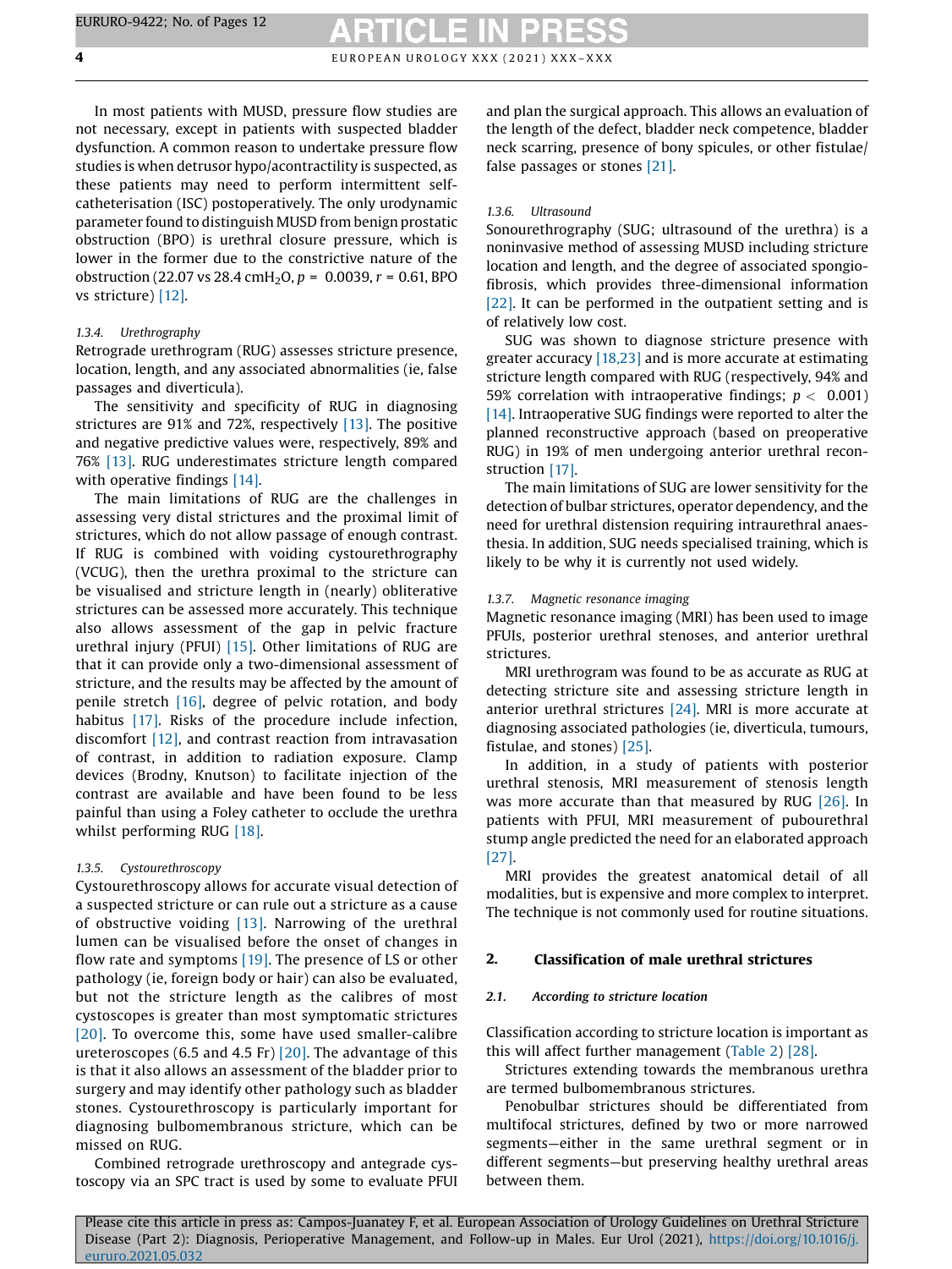In most patients with MUSD, pressure flow studies are not necessary, except in patients with suspected bladder dysfunction. A common reason to undertake pressure flow studies is when detrusor hypo/acontractility is suspected, as these patients may need to perform intermittent self-catheterisation (ISC) postoperatively. The only urodynamic parameter found to distinguish MUSD from benign prostatic obstruction (BPO) is urethral closure pressure, which is lower in the former due to the constrictive nature of the obstruction (22.07 vs 28.4 $cmH_2O$, $p = 0.0039$, $r = 0.61$, BPO vs stricture) [12].

#### 1.3.4. Urethrography

Retrograde urethrogram (RUG) assesses stricture presence, location, length, and any associated abnormalities (ie, false passages and diverticula).

The sensitivity and specificity of RUG in diagnosing strictures are 91% and 72%, respectively [13]. The positive and negative predictive values were, respectively, 89% and 76% [13]. RUG underestimates stricture length compared with operative findings [14].

The main limitations of RUG are the challenges in assessing very distal strictures and the proximal limit of strictures, which do not allow passage of enough contrast. If RUG is combined with voiding cystourethrography (VCUG), then the urethra proximal to the stricture can be visualised and stricture length in (nearly) obliterative strictures can be assessed more accurately. This technique also allows assessment of the gap in pelvic fracture urethral injury (PFUI) [15]. Other limitations of RUG are that it can provide only a two-dimensional assessment of stricture, and the results may be affected by the amount of penile stretch [16], degree of pelvic rotation, and body habitus [17]. Risks of the procedure include infection, discomfort [12], and contrast reaction from intravasation of contrast, in addition to radiation exposure. Clamp devices (Brodny, Knutson) to facilitate injection of the contrast are available and have been found to be less painful than using a Foley catheter to occlude the urethra whilst performing RUG [18].

#### 1.3.5. Cystourethroscopy

Cystourethroscopy allows for accurate visual detection of a suspected stricture or can rule out a stricture as a cause of obstructive voiding [13]. Narrowing of the urethral lumen can be visualised before the onset of changes in flow rate and symptoms [19]. The presence of LS or other pathology (ie, foreign body or hair) can also be evaluated, but not the stricture length as the calibres of most cystoscopes is greater than most symptomatic strictures [20]. To overcome this, some have used smaller-calibre ureteroscopes (6.5 and 4.5 Fr) [20]. The advantage of this is that it also allows an assessment of the bladder prior to surgery and may identify other pathology such as bladder stones. Cystourethroscopy is particularly important for diagnosing bulbomembranous stricture, which can be missed on RUG.

Combined retrograde urethroscopy and antegrade cystoscopy via an SPC tract is used by some to evaluate PFUI and plan the surgical approach. This allows an evaluation of the length of the defect, bladder neck competence, bladder neck scarring, presence of bony spicules, or other fistulae/false passages or stones [21].

#### 1.3.6. Ultrasound

Sonourethrography (SUG; ultrasound of the urethra) is a noninvasive method of assessing MUSD including stricture location and length, and the degree of associated spongiofibrosis, which provides three-dimensional information [22]. It can be performed in the outpatient setting and is of relatively low cost.

SUG was shown to diagnose stricture presence with greater accuracy [18,23] and is more accurate at estimating stricture length compared with RUG (respectively, 94% and 59% correlation with intraoperative findings; $p < 0.001$) [14]. Intraoperative SUG findings were reported to alter the planned reconstructive approach (based on preoperative RUG) in 19% of men undergoing anterior urethral reconstruction [17].

The main limitations of SUG are lower sensitivity for the detection of bulbar strictures, operator dependency, and the need for urethral distension requiring intraurethral anaesthesia. In addition, SUG needs specialised training, which is likely to be why it is currently not used widely.

#### 1.3.7. Magnetic resonance imaging

Magnetic resonance imaging (MRI) has been used to image PFUIs, posterior urethral stenoses, and anterior urethral strictures.

MRI urethrogram was found to be as accurate as RUG at detecting stricture site and assessing stricture length in anterior urethral strictures [24]. MRI is more accurate at diagnosing associated pathologies (ie, diverticula, tumours, fistulae, and stones) [25].

In addition, in a study of patients with posterior urethral stenosis, MRI measurement of stenosis length was more accurate than that measured by RUG [26]. In patients with PFUI, MRI measurement of pubourethral stump angle predicted the need for an elaborated approach [27].

MRI provides the greatest anatomical detail of all modalities, but is expensive and more complex to interpret. The technique is not commonly used for routine situations.

## 2. Classification of male urethral strictures

### 2.1. According to stricture location

Classification according to stricture location is important as this will affect further management (Table 2) [28].

Strictures extending towards the membranous urethra are termed bulbomembranous strictures.

Penobulbar strictures should be differentiated from multifocal strictures, defined by two or more narrowed segments—either in the same urethral segment or in different segments—but preserving healthy urethral areas between them.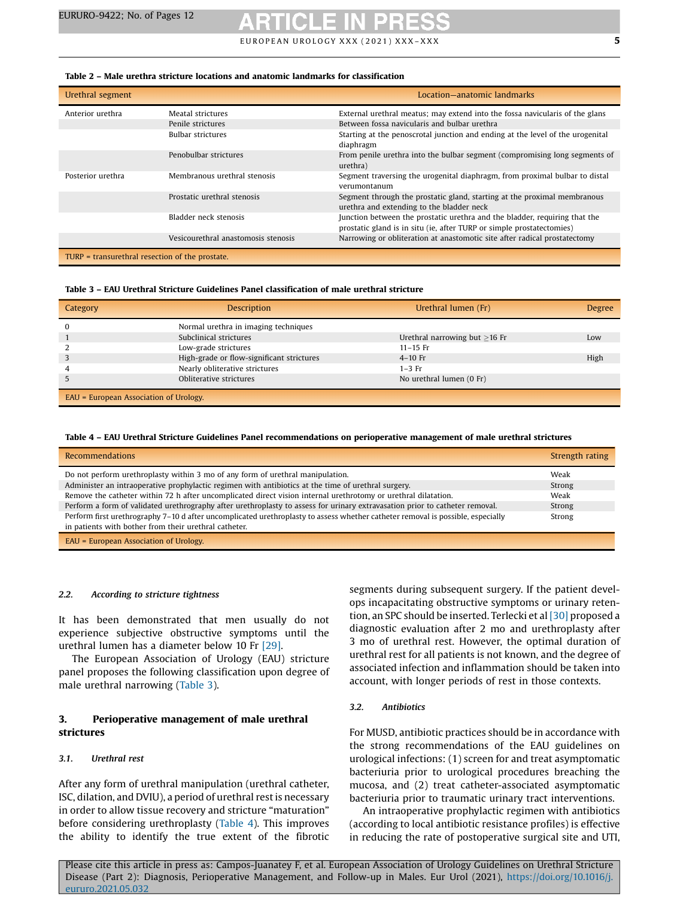**Table 2 – Male urethra stricture locations and anatomic landmarks for classification**

| Urethral segment | | Location—anatomic landmarks |
|---|---|---|
| Anterior urethra | Meatal strictures | External urethral meatus; may extend into the fossa navicularis of the glans |
| | Penile strictures | Between fossa navicularis and bulbar urethra |
| | Bulbar strictures | Starting at the penoscrotal junction and ending at the level of the urogenital diaphragm |
| | Penobulbar strictures | From penile urethra into the bulbar segment (compromising long segments of urethra) |
| Posterior urethra | Membranous urethral stenosis | Segment traversing the urogenital diaphragm, from proximal bulbar to distal verumontanum |
| | Prostatic urethral stenosis | Segment through the prostatic gland, starting at the proximal membranous urethra and extending to the bladder neck |
| | Bladder neck stenosis | Junction between the prostatic urethra and the bladder, requiring that the prostatic gland is in situ (ie, after TURP or simple prostatectomies) |
| | Vesicourethral anastomosis stenosis | Narrowing or obliteration at anastomotic site after radical prostatectomy |

TURP = transurethral resection of the prostate.

**Table 3 – EAU Urethral Stricture Guidelines Panel classification of male urethral stricture**

| Category | Description | Urethral lumen (Fr) | Degree |
|---|---|---|---|
| 0 | Normal urethra in imaging techniques | | |
| 1 | Subclinical strictures | Urethral narrowing but ≥16 Fr | Low |
| 2 | Low-grade strictures | 11–15 Fr | |
| 3 | High-grade or flow-significant strictures | 4–10 Fr | High |
| 4 | Nearly obliterative strictures | 1–3 Fr | |
| 5 | Obliterative strictures | No urethral lumen (0 Fr) | |

EAU = European Association of Urology.

**Table 4 – EAU Urethral Stricture Guidelines Panel recommendations on perioperative management of male urethral strictures**

| Recommendations | Strength rating |
|---|---|
| Do not perform urethroplasty within 3 mo of any form of urethral manipulation. | Weak |
| Administer an intraoperative prophylactic regimen with antibiotics at the time of urethral surgery. | Strong |
| Remove the catheter within 72 h after uncomplicated direct vision internal urethrotomy or urethral dilatation. | Weak |
| Perform a form of validated urethrography after urethroplasty to assess for urinary extravasation prior to catheter removal. | Strong |
| Perform first urethrography 7–10 d after uncomplicated urethroplasty to assess whether catheter removal is possible, especially in patients with bother from their urethral catheter. | Strong |

EAU = European Association of Urology.

### 2.2. According to stricture tightness

It has been demonstrated that men usually do not experience subjective obstructive symptoms until the urethral lumen has a diameter below 10 Fr [29].

The European Association of Urology (EAU) stricture panel proposes the following classification upon degree of male urethral narrowing (Table 3).

## 3. Perioperative management of male urethral strictures

### 3.1. Urethral rest

After any form of urethral manipulation (urethral catheter, ISC, dilation, and DVIU), a period of urethral rest is necessary in order to allow tissue recovery and stricture "maturation" before considering urethroplasty (Table 4). This improves the ability to identify the true extent of the fibrotic segments during subsequent surgery. If the patient develops incapacitating obstructive symptoms or urinary retention, an SPC should be inserted. Terlecki et al [30] proposed a diagnostic evaluation after 2 mo and urethroplasty after 3 mo of urethral rest. However, the optimal duration of urethral rest for all patients is not known, and the degree of associated infection and inflammation should be taken into account, with longer periods of rest in those contexts.

### 3.2. Antibiotics

For MUSD, antibiotic practices should be in accordance with the strong recommendations of the EAU guidelines on urological infections: (1) screen for and treat asymptomatic bacteriuria prior to urological procedures breaching the mucosa, and (2) treat catheter-associated asymptomatic bacteriuria prior to traumatic urinary tract interventions.

An intraoperative prophylactic regimen with antibiotics (according to local antibiotic resistance profiles) is effective in reducing the rate of postoperative surgical site and UTI,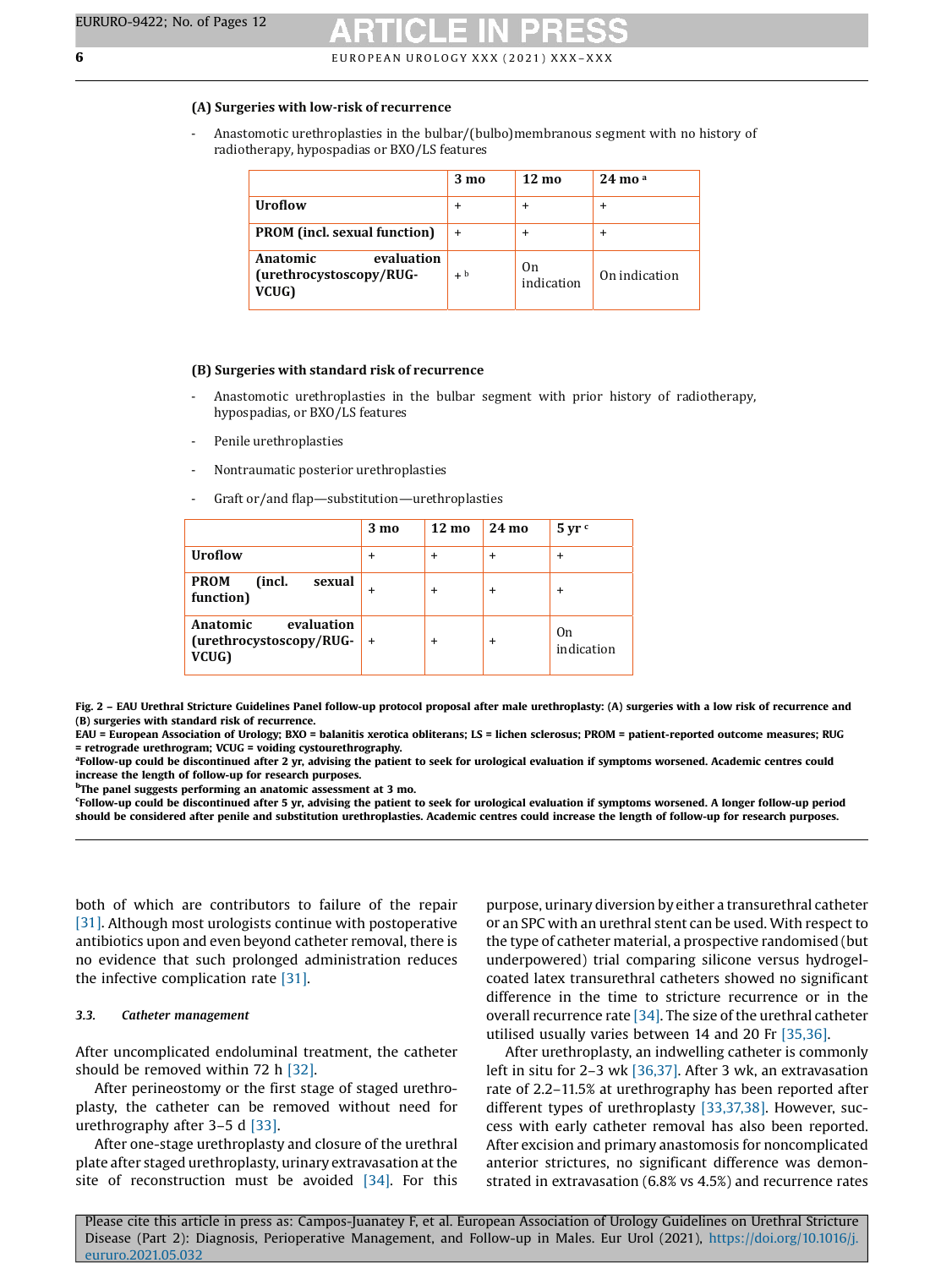**(A) Surgeries with low-risk of recurrence**

- Anastomotic urethroplasties in the bulbar/(bulbo)membranous segment with no history of radiotherapy, hypospadias or BXO/LS features

| | 3 mo | 12 mo | 24 mo [a] |
|---|---|---|---|
| **Uroflow** | + | + | + |
| **PROM (incl. sexual function)** | + | + | + |
| **Anatomic evaluation (urethrocystoscopy/RUG-VCUG)** | + [b] | On indication | On indication |

**(B) Surgeries with standard risk of recurrence**

- Anastomotic urethroplasties in the bulbar segment with prior history of radiotherapy, hypospadias, or BXO/LS features
- Penile urethroplasties
- Nontraumatic posterior urethroplasties
- Graft or/and flap—substitution—urethroplasties

| | 3 mo | 12 mo | 24 mo | 5 yr [c] |
|---|---|---|---|---|
| **Uroflow** | + | + | + | + |
| **PROM (incl. sexual function)** | + | + | + | + |
| **Anatomic evaluation (urethrocystoscopy/RUG-VCUG)** | + | + | + | On indication |

**Fig. 2 – EAU Urethral Stricture Guidelines Panel follow-up protocol proposal after male urethroplasty: (A) surgeries with a low risk of recurrence and (B) surgeries with standard risk of recurrence.**
**EAU = European Association of Urology; BXO = balanitis xerotica obliterans; LS = lichen sclerosus; PROM = patient-reported outcome measures; RUG = retrograde urethrogram; VCUG = voiding cystourethrography.**
**[a]Follow-up could be discontinued after 2 yr, advising the patient to seek for urological evaluation if symptoms worsened. Academic centres could increase the length of follow-up for research purposes.**
**[b]The panel suggests performing an anatomic assessment at 3 mo.**
**[c]Follow-up could be discontinued after 5 yr, advising the patient to seek for urological evaluation if symptoms worsened. A longer follow-up period should be considered after penile and substitution urethroplasties. Academic centres could increase the length of follow-up for research purposes.**

both of which are contributors to failure of the repair [31]. Although most urologists continue with postoperative antibiotics upon and even beyond catheter removal, there is no evidence that such prolonged administration reduces the infective complication rate [31].

### 3.3. *Catheter management*

After uncomplicated endoluminal treatment, the catheter should be removed within 72 h [32].

After perineostomy or the first stage of staged urethroplasty, the catheter can be removed without need for urethrography after 3–5 d [33].

After one-stage urethroplasty and closure of the urethral plate after staged urethroplasty, urinary extravasation at the site of reconstruction must be avoided [34]. For this purpose, urinary diversion by either a transurethral catheter or an SPC with an urethral stent can be used. With respect to the type of catheter material, a prospective randomised (but underpowered) trial comparing silicone versus hydrogel-coated latex transurethral catheters showed no significant difference in the time to stricture recurrence or in the overall recurrence rate [34]. The size of the urethral catheter utilised usually varies between 14 and 20 Fr [35,36].

After urethroplasty, an indwelling catheter is commonly left in situ for 2–3 wk [36,37]. After 3 wk, an extravasation rate of 2.2–11.5% at urethrography has been reported after different types of urethroplasty [33,37,38]. However, success with early catheter removal has also been reported. After excision and primary anastomosis for noncomplicated anterior strictures, no significant difference was demonstrated in extravasation (6.8% vs 4.5%) and recurrence rates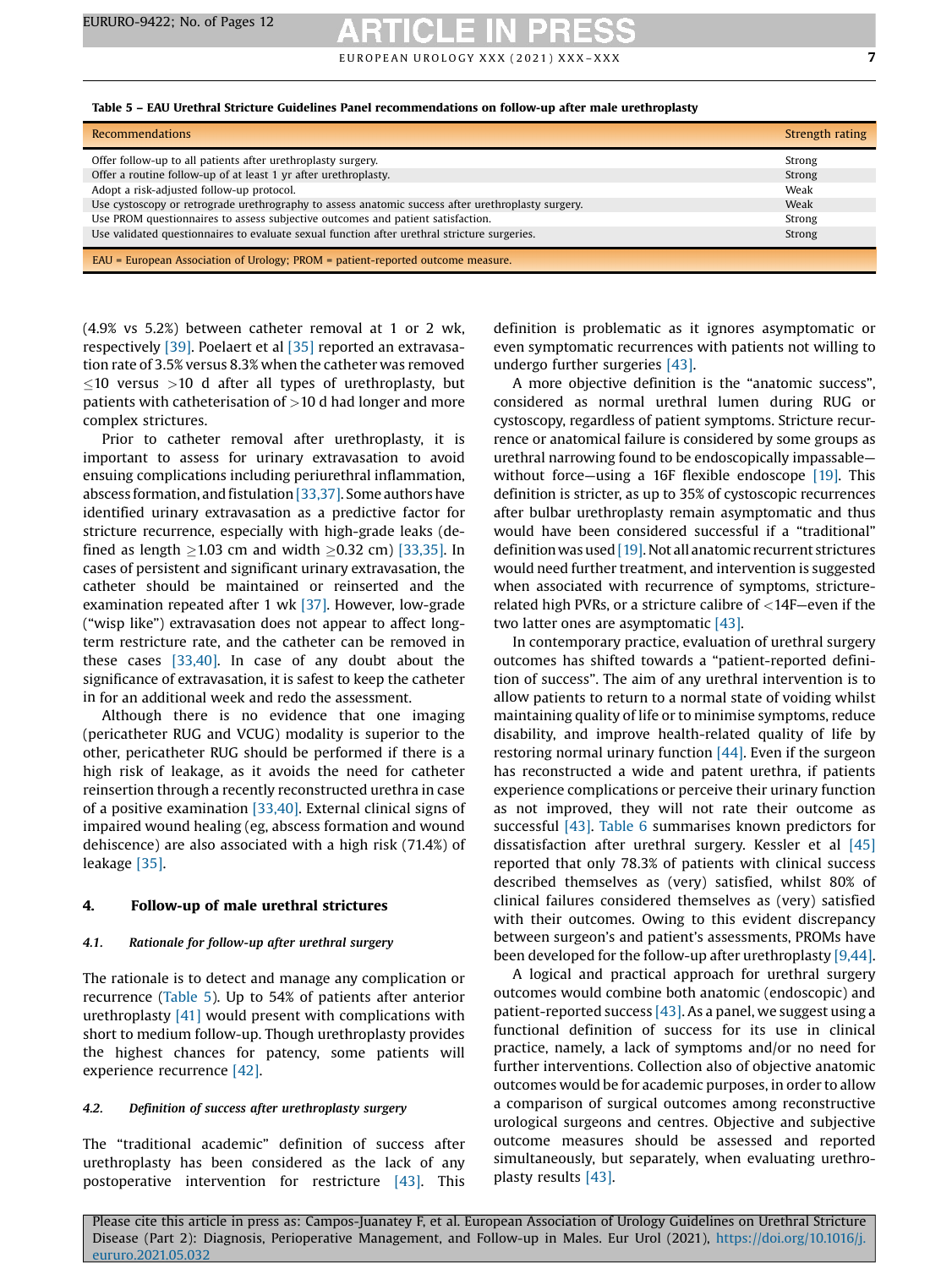**Table 5 – EAU Urethral Stricture Guidelines Panel recommendations on follow-up after male urethroplasty**

| Recommendations | Strength rating |
|---|---|
| Offer follow-up to all patients after urethroplasty surgery. | Strong |
| Offer a routine follow-up of at least 1 yr after urethroplasty. | Strong |
| Adopt a risk-adjusted follow-up protocol. | Weak |
| Use cystoscopy or retrograde urethrography to assess anatomic success after urethroplasty surgery. | Weak |
| Use PROM questionnaires to assess subjective outcomes and patient satisfaction. | Strong |
| Use validated questionnaires to evaluate sexual function after urethral stricture surgeries. | Strong |

EAU = European Association of Urology; PROM = patient-reported outcome measure.

(4.9% vs 5.2%) between catheter removal at 1 or 2 wk, respectively [39]. Poelaert et al [35] reported an extravasation rate of 3.5% versus 8.3% when the catheter was removed ≤10 versus >10 d after all types of urethroplasty, but patients with catheterisation of >10 d had longer and more complex strictures.

Prior to catheter removal after urethroplasty, it is important to assess for urinary extravasation to avoid ensuing complications including periurethral inflammation, abscess formation, and fistulation [33,37]. Some authors have identified urinary extravasation as a predictive factor for stricture recurrence, especially with high-grade leaks (defined as length ≥1.03 cm and width ≥0.32 cm) [33,35]. In cases of persistent and significant urinary extravasation, the catheter should be maintained or reinserted and the examination repeated after 1 wk [37]. However, low-grade ("wisp like") extravasation does not appear to affect long-term restricture rate, and the catheter can be removed in these cases [33,40]. In case of any doubt about the significance of extravasation, it is safest to keep the catheter in for an additional week and redo the assessment.

Although there is no evidence that one imaging (pericatheter RUG and VCUG) modality is superior to the other, pericatheter RUG should be performed if there is a high risk of leakage, as it avoids the need for catheter reinsertion through a recently reconstructed urethra in case of a positive examination [33,40]. External clinical signs of impaired wound healing (eg, abscess formation and wound dehiscence) are also associated with a high risk (71.4%) of leakage [35].

## 4. Follow-up of male urethral strictures

### 4.1. Rationale for follow-up after urethral surgery

The rationale is to detect and manage any complication or recurrence (Table 5). Up to 54% of patients after anterior urethroplasty [41] would present with complications with short to medium follow-up. Though urethroplasty provides the highest chances for patency, some patients will experience recurrence [42].

### 4.2. Definition of success after urethroplasty surgery

The "traditional academic" definition of success after urethroplasty has been considered as the lack of any postoperative intervention for restricture [43]. This definition is problematic as it ignores asymptomatic or even symptomatic recurrences with patients not willing to undergo further surgeries [43].

A more objective definition is the "anatomic success", considered as normal urethral lumen during RUG or cystoscopy, regardless of patient symptoms. Stricture recurrence or anatomical failure is considered by some groups as urethral narrowing found to be endoscopically impassable—without force—using a 16F flexible endoscope [19]. This definition is stricter, as up to 35% of cystoscopic recurrences after bulbar urethroplasty remain asymptomatic and thus would have been considered successful if a "traditional" definition was used [19]. Not all anatomic recurrent strictures would need further treatment, and intervention is suggested when associated with recurrence of symptoms, stricture-related high PVRs, or a stricture calibre of <14F—even if the two latter ones are asymptomatic [43].

In contemporary practice, evaluation of urethral surgery outcomes has shifted towards a "patient-reported definition of success". The aim of any urethral intervention is to allow patients to return to a normal state of voiding whilst maintaining quality of life or to minimise symptoms, reduce disability, and improve health-related quality of life by restoring normal urinary function [44]. Even if the surgeon has reconstructed a wide and patent urethra, if patients experience complications or perceive their urinary function as not improved, they will not rate their outcome as successful [43]. Table 6 summarises known predictors for dissatisfaction after urethral surgery. Kessler et al [45] reported that only 78.3% of patients with clinical success described themselves as (very) satisfied, whilst 80% of clinical failures considered themselves as (very) satisfied with their outcomes. Owing to this evident discrepancy between surgeon's and patient's assessments, PROMs have been developed for the follow-up after urethroplasty [9,44].

A logical and practical approach for urethral surgery outcomes would combine both anatomic (endoscopic) and patient-reported success [43]. As a panel, we suggest using a functional definition of success for its use in clinical practice, namely, a lack of symptoms and/or no need for further interventions. Collection also of objective anatomic outcomes would be for academic purposes, in order to allow a comparison of surgical outcomes among reconstructive urological surgeons and centres. Objective and subjective outcome measures should be assessed and reported simultaneously, but separately, when evaluating urethroplasty results [43].

Please cite this article in press as: Campos-Juanatey F, et al. European Association of Urology Guidelines on Urethral Stricture Disease (Part 2): Diagnosis, Perioperative Management, and Follow-up in Males. Eur Urol (2021), https://doi.org/10.1016/j.eururo.2021.05.032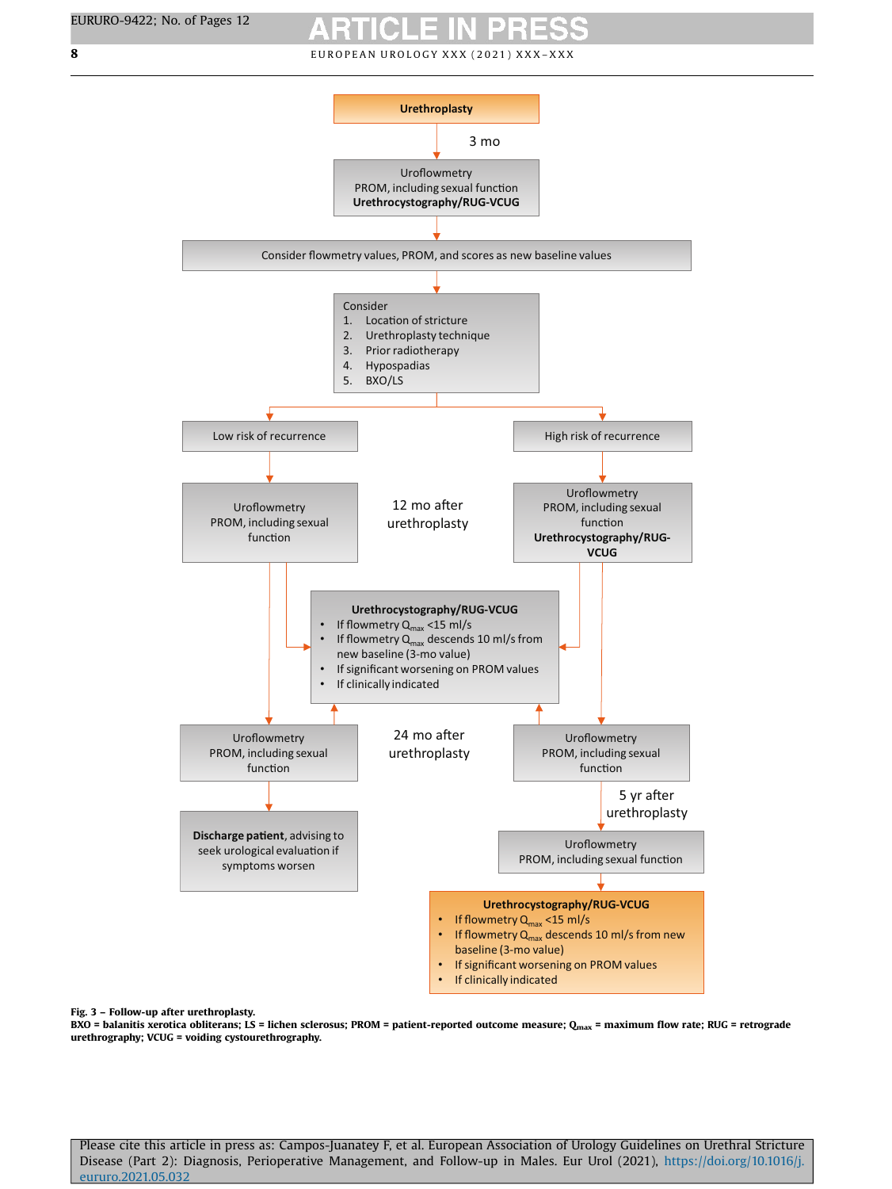Urethroplasty

3 mo

Uroflowmetry
PROM, including sexual function
**Urethrocystography/RUG-VCUG**

Consider flowmetry values, PROM, and scores as new baseline values

Consider
1. Location of stricture
2. Urethroplasty technique
3. Prior radiotherapy
4. Hypospadias
5. BXO/LS

Low risk of recurrence

High risk of recurrence

12 mo after urethroplasty

Low risk: Uroflowmetry
PROM, including sexual function

High risk: Uroflowmetry
PROM, including sexual function
**Urethrocystography/RUG-VCUG**

**Urethrocystography/RUG-VCUG**
- If flowmetry $Q_{max}$ <15 ml/s
- If flowmetry $Q_{max}$ descends 10 ml/s from new baseline (3-mo value)
- If significant worsening on PROM values
- If clinically indicated

24 mo after urethroplasty

Low risk: Uroflowmetry
PROM, including sexual function

High risk: Uroflowmetry
PROM, including sexual function

**Discharge patient**, advising to seek urological evaluation if symptoms worsen

5 yr after urethroplasty

Uroflowmetry
PROM, including sexual function

**Urethrocystography/RUG-VCUG**
- If flowmetry $Q_{max}$ <15 ml/s
- If flowmetry $Q_{max}$ descends 10 ml/s from new baseline (3-mo value)
- If significant worsening on PROM values
- If clinically indicated

**Fig. 3 – Follow-up after urethroplasty.**
**BXO = balanitis xerotica obliterans; LS = lichen sclerosus; PROM = patient-reported outcome measure; $Q_{max}$ = maximum flow rate; RUG = retrograde urethrography; VCUG = voiding cystourethrography.**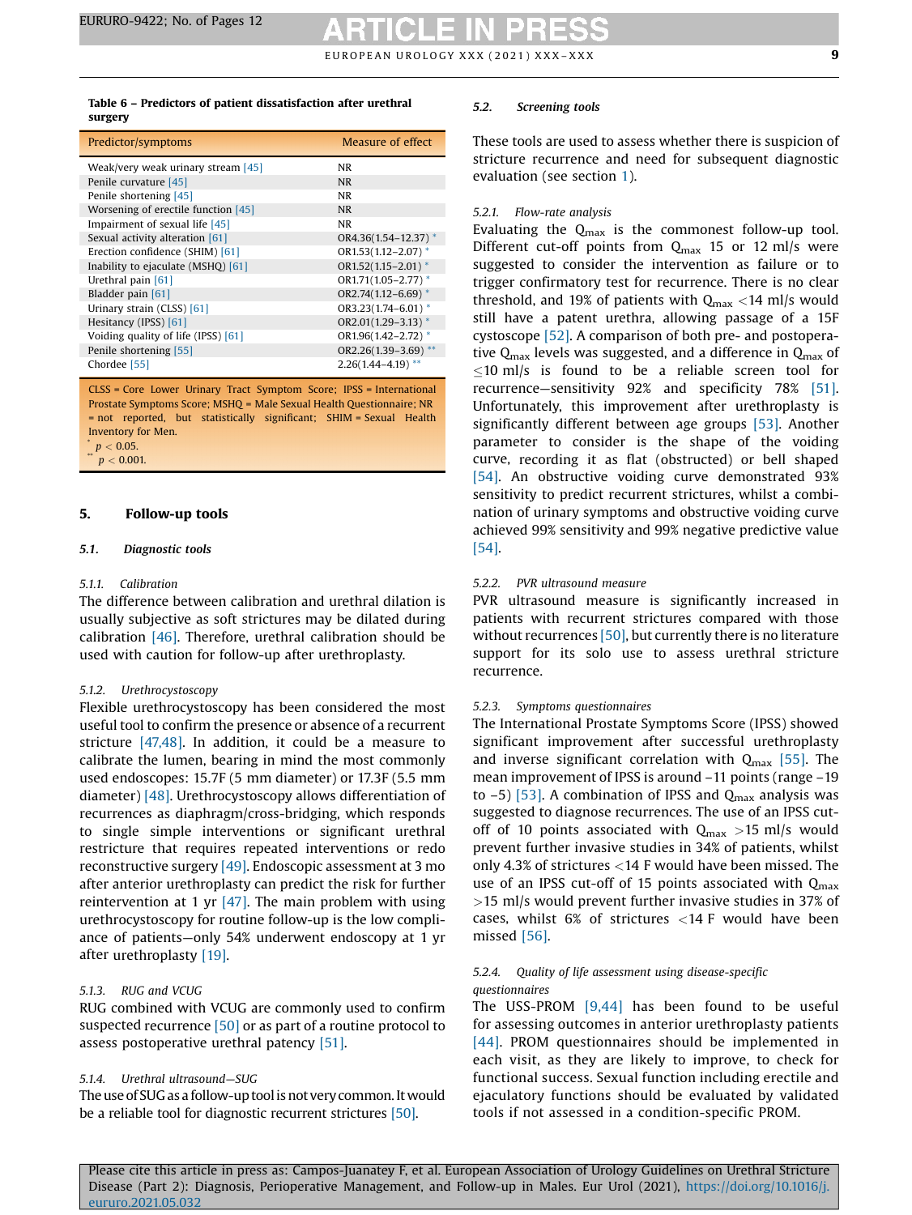**Table 6 – Predictors of patient dissatisfaction after urethral surgery**

| Predictor/symptoms | Measure of effect |
|---|---|
| Weak/very weak urinary stream [45] | NR |
| Penile curvature [45] | NR |
| Penile shortening [45] | NR |
| Worsening of erectile function [45] | NR |
| Impairment of sexual life [45] | NR |
| Sexual activity alteration [61] | OR4.36(1.54–12.37) * |
| Erection confidence (SHIM) [61] | OR1.53(1.12–2.07) * |
| Inability to ejaculate (MSHQ) [61] | OR1.52(1.15–2.01) * |
| Urethral pain [61] | OR1.71(1.05–2.77) * |
| Bladder pain [61] | OR2.74(1.12–6.69) * |
| Urinary strain (CLSS) [61] | OR3.23(1.74–6.01) * |
| Hesitancy (IPSS) [61] | OR2.01(1.29–3.13) * |
| Voiding quality of life (IPSS) [61] | OR1.96(1.42–2.72) * |
| Penile shortening [55] | OR2.26(1.39–3.69) ** |
| Chordee [55] | 2.26(1.44–4.19) ** |

CLSS = Core Lower Urinary Tract Symptom Score; IPSS = International Prostate Symptoms Score; MSHQ = Male Sexual Health Questionnaire; NR = not reported, but statistically significant; SHIM = Sexual Health Inventory for Men.

* $p < 0.05$.

** $p < 0.001$.

## 5. Follow-up tools

### 5.1. Diagnostic tools

#### 5.1.1. Calibration

The difference between calibration and urethral dilation is usually subjective as soft strictures may be dilated during calibration [46]. Therefore, urethral calibration should be used with caution for follow-up after urethroplasty.

#### 5.1.2. Urethrocystoscopy

Flexible urethrocystoscopy has been considered the most useful tool to confirm the presence or absence of a recurrent stricture [47,48]. In addition, it could be a measure to calibrate the lumen, bearing in mind the most commonly used endoscopes: 15.7F (5 mm diameter) or 17.3F (5.5 mm diameter) [48]. Urethrocystoscopy allows differentiation of recurrences as diaphragm/cross-bridging, which responds to single simple interventions or significant urethral restricture that requires repeated interventions or redo reconstructive surgery [49]. Endoscopic assessment at 3 mo after anterior urethroplasty can predict the risk for further reintervention at 1 yr [47]. The main problem with using urethrocystoscopy for routine follow-up is the low compliance of patients—only 54% underwent endoscopy at 1 yr after urethroplasty [19].

#### 5.1.3. RUG and VCUG

RUG combined with VCUG are commonly used to confirm suspected recurrence [50] or as part of a routine protocol to assess postoperative urethral patency [51].

#### 5.1.4. Urethral ultrasound—SUG

The use of SUG as a follow-up tool is not very common. It would be a reliable tool for diagnostic recurrent strictures [50].

### 5.2. Screening tools

These tools are used to assess whether there is suspicion of stricture recurrence and need for subsequent diagnostic evaluation (see section 1).

#### 5.2.1. Flow-rate analysis

Evaluating the $Q_{max}$ is the commonest follow-up tool. Different cut-off points from $Q_{max}$ 15 or 12 ml/s were suggested to consider the intervention as failure or to trigger confirmatory test for recurrence. There is no clear threshold, and 19% of patients with $Q_{max}$ <14 ml/s would still have a patent urethra, allowing passage of a 15F cystoscope [52]. A comparison of both pre- and postoperative $Q_{max}$ levels was suggested, and a difference in $Q_{max}$ of ≤10 ml/s is found to be a reliable screen tool for recurrence—sensitivity 92% and specificity 78% [51]. Unfortunately, this improvement after urethroplasty is significantly different between age groups [53]. Another parameter to consider is the shape of the voiding curve, recording it as flat (obstructed) or bell shaped [54]. An obstructive voiding curve demonstrated 93% sensitivity to predict recurrent strictures, whilst a combination of urinary symptoms and obstructive voiding curve achieved 99% sensitivity and 99% negative predictive value [54].

#### 5.2.2. PVR ultrasound measure

PVR ultrasound measure is significantly increased in patients with recurrent strictures compared with those without recurrences [50], but currently there is no literature support for its solo use to assess urethral stricture recurrence.

#### 5.2.3. Symptoms questionnaires

The International Prostate Symptoms Score (IPSS) showed significant improvement after successful urethroplasty and inverse significant correlation with $Q_{max}$ [55]. The mean improvement of IPSS is around –11 points (range –19 to –5) [53]. A combination of IPSS and $Q_{max}$ analysis was suggested to diagnose recurrences. The use of an IPSS cut-off of 10 points associated with $Q_{max}$ >15 ml/s would prevent further invasive studies in 34% of patients, whilst only 4.3% of strictures <14 F would have been missed. The use of an IPSS cut-off of 15 points associated with $Q_{max}$ >15 ml/s would prevent further invasive studies in 37% of cases, whilst 6% of strictures <14 F would have been missed [56].

#### 5.2.4. Quality of life assessment using disease-specific questionnaires

The USS-PROM [9,44] has been found to be useful for assessing outcomes in anterior urethroplasty patients [44]. PROM questionnaires should be implemented in each visit, as they are likely to improve, to check for functional success. Sexual function including erectile and ejaculatory functions should be evaluated by validated tools if not assessed in a condition-specific PROM.

Please cite this article in press as: Campos-Juanatey F, et al. European Association of Urology Guidelines on Urethral Stricture Disease (Part 2): Diagnosis, Perioperative Management, and Follow-up in Males. Eur Urol (2021), https://doi.org/10.1016/j.eururo.2021.05.032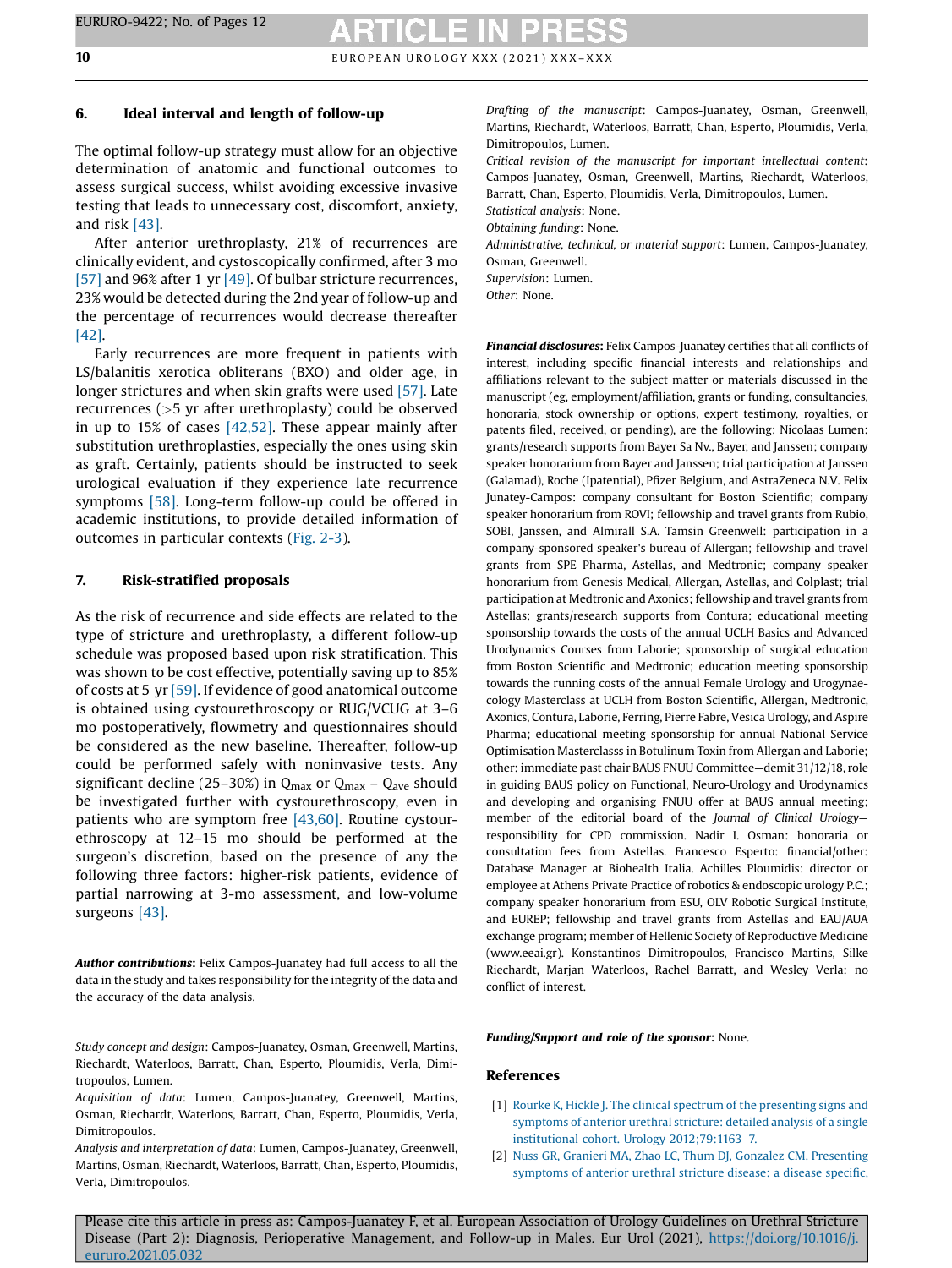## 6. Ideal interval and length of follow-up

The optimal follow-up strategy must allow for an objective determination of anatomic and functional outcomes to assess surgical success, whilst avoiding excessive invasive testing that leads to unnecessary cost, discomfort, anxiety, and risk [43].

After anterior urethroplasty, 21% of recurrences are clinically evident, and cystoscopically confirmed, after 3 mo [57] and 96% after 1 yr [49]. Of bulbar stricture recurrences, 23% would be detected during the 2nd year of follow-up and the percentage of recurrences would decrease thereafter [42].

Early recurrences are more frequent in patients with LS/balanitis xerotica obliterans (BXO) and older age, in longer strictures and when skin grafts were used [57]. Late recurrences (>5 yr after urethroplasty) could be observed in up to 15% of cases [42,52]. These appear mainly after substitution urethroplasties, especially the ones using skin as graft. Certainly, patients should be instructed to seek urological evaluation if they experience late recurrence symptoms [58]. Long-term follow-up could be offered in academic institutions, to provide detailed information of outcomes in particular contexts (Fig. 2-3).

## 7. Risk-stratified proposals

As the risk of recurrence and side effects are related to the type of stricture and urethroplasty, a different follow-up schedule was proposed based upon risk stratification. This was shown to be cost effective, potentially saving up to 85% of costs at 5 yr [59]. If evidence of good anatomical outcome is obtained using cystourethroscopy or RUG/VCUG at 3–6 mo postoperatively, flowmetry and questionnaires should be considered as the new baseline. Thereafter, follow-up could be performed safely with noninvasive tests. Any significant decline (25–30%) in $Q_{max}$ or $Q_{max} - Q_{ave}$ should be investigated further with cystourethroscopy, even in patients who are symptom free [43,60]. Routine cystourethroscopy at 12–15 mo should be performed at the surgeon's discretion, based on the presence of any the following three factors: higher-risk patients, evidence of partial narrowing at 3-mo assessment, and low-volume surgeons [43].

**Author contributions:** Felix Campos-Juanatey had full access to all the data in the study and takes responsibility for the integrity of the data and the accuracy of the data analysis.

*Study concept and design*: Campos-Juanatey, Osman, Greenwell, Martins, Riechardt, Waterloos, Barratt, Chan, Esperto, Ploumidis, Verla, Dimitropoulos, Lumen.
*Acquisition of data*: Lumen, Campos-Juanatey, Greenwell, Martins, Osman, Riechardt, Waterloos, Barratt, Chan, Esperto, Ploumidis, Verla, Dimitropoulos.
*Analysis and interpretation of data*: Lumen, Campos-Juanatey, Greenwell, Martins, Osman, Riechardt, Waterloos, Barratt, Chan, Esperto, Ploumidis, Verla, Dimitropoulos.
*Drafting of the manuscript*: Campos-Juanatey, Osman, Greenwell, Martins, Riechardt, Waterloos, Barratt, Chan, Esperto, Ploumidis, Verla, Dimitropoulos, Lumen.
*Critical revision of the manuscript for important intellectual content*: Campos-Juanatey, Osman, Greenwell, Martins, Riechardt, Waterloos, Barratt, Chan, Esperto, Ploumidis, Verla, Dimitropoulos, Lumen.
*Statistical analysis*: None.
*Obtaining funding*: None.
*Administrative, technical, or material support*: Lumen, Campos-Juanatey, Osman, Greenwell.
*Supervision*: Lumen.
*Other*: None.

**Financial disclosures:** Felix Campos-Juanatey certifies that all conflicts of interest, including specific financial interests and relationships and affiliations relevant to the subject matter or materials discussed in the manuscript (eg, employment/affiliation, grants or funding, consultancies, honoraria, stock ownership or options, expert testimony, royalties, or patents filed, received, or pending), are the following: Nicolaas Lumen: grants/research supports from Bayer Sa Nv., Bayer, and Janssen; company speaker honorarium from Bayer and Janssen; trial participation at Janssen (Galamad), Roche (Ipatential), Pfizer Belgium, and AstraZeneca N.V. Felix Junatey-Campos: company consultant for Boston Scientific; company speaker honorarium from ROVI; fellowship and travel grants from Rubio, SOBI, Janssen, and Almirall S.A. Tamsin Greenwell: participation in a company-sponsored speaker's bureau of Allergan; fellowship and travel grants from SPE Pharma, Astellas, and Medtronic; company speaker honorarium from Genesis Medical, Allergan, Astellas, and Colplast; trial participation at Medtronic and Axonics; fellowship and travel grants from Astellas; grants/research supports from Contura; educational meeting sponsorship towards the costs of the annual UCLH Basics and Advanced Urodynamics Courses from Laborie; sponsorship of surgical education from Boston Scientific and Medtronic; education meeting sponsorship towards the running costs of the annual Female Urology and Urogynaecology Masterclass at UCLH from Boston Scientific, Allergan, Medtronic, Axonics, Contura, Laborie, Ferring, Pierre Fabre, Vesica Urology, and Aspire Pharma; educational meeting sponsorship for annual National Service Optimisation Masterclasss in Botulinum Toxin from Allergan and Laborie; other: immediate past chair BAUS FNUU Committee—demit 31/12/18, role in guiding BAUS policy on Functional, Neuro-Urology and Urodynamics and developing and organising FNUU offer at BAUS annual meeting; member of the editorial board of the *Journal of Clinical Urology*—responsibility for CPD commission. Nadir I. Osman: honoraria or consultation fees from Astellas. Francesco Esperto: financial/other: Database Manager at Biohealth Italia. Achilles Ploumidis: director or employee at Athens Private Practice of robotics & endoscopic urology P.C.; company speaker honorarium from ESU, OLV Robotic Surgical Institute, and EUREP; fellowship and travel grants from Astellas and EAU/AUA exchange program; member of Hellenic Society of Reproductive Medicine (www.eeai.gr). Konstantinos Dimitropoulos, Francisco Martins, Silke Riechardt, Marjan Waterloos, Rachel Barratt, and Wesley Verla: no conflict of interest.

**Funding/Support and role of the sponsor:** None.

## References

[1] Rourke K, Hickle J. The clinical spectrum of the presenting signs and symptoms of anterior urethral stricture: detailed analysis of a single institutional cohort. Urology 2012;79:1163–7.

[2] Nuss GR, Granieri MA, Zhao LC, Thum DJ, Gonzalez CM. Presenting symptoms of anterior urethral stricture disease: a disease specific,

Please cite this article in press as: Campos-Juanatey F, et al. European Association of Urology Guidelines on Urethral Stricture Disease (Part 2): Diagnosis, Perioperative Management, and Follow-up in Males. Eur Urol (2021), https://doi.org/10.1016/j.eururo.2021.05.032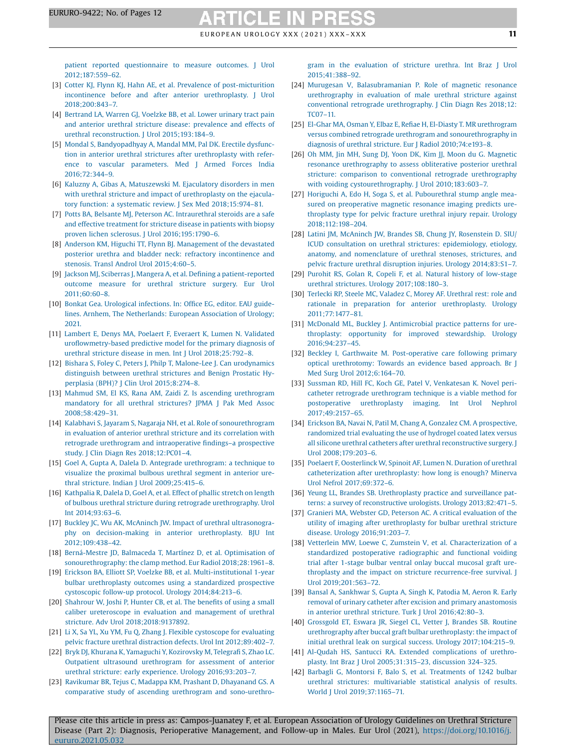patient reported questionnaire to measure outcomes. J Urol 2012;187:559–62.

[3] Cotter KJ, Flynn KJ, Hahn AE, et al. Prevalence of post-micturition incontinence before and after anterior urethroplasty. J Urol 2018;200:843–7.

[4] Bertrand LA, Warren GJ, Voelzke BB, et al. Lower urinary tract pain and anterior urethral stricture disease: prevalence and effects of urethral reconstruction. J Urol 2015;193:184–9.

[5] Mondal S, Bandyopadhyay A, Mandal MM, Pal DK. Erectile dysfunction in anterior urethral strictures after urethroplasty with reference to vascular parameters. Med J Armed Forces India 2016;72:344–9.

[6] Kaluzny A, Gibas A, Matuszewski M. Ejaculatory disorders in men with urethral stricture and impact of urethroplasty on the ejaculatory function: a systematic review. J Sex Med 2018;15:974–81.

[7] Potts BA, Belsante MJ, Peterson AC. Intraurethral steroids are a safe and effective treatment for stricture disease in patients with biopsy proven lichen sclerosus. J Urol 2016;195:1790–6.

[8] Anderson KM, Higuchi TT, Flynn BJ. Management of the devastated posterior urethra and bladder neck: refractory incontinence and stenosis. Transl Androl Urol 2015;4:60–5.

[9] Jackson MJ, Sciberras J, Mangera A, et al. Defining a patient-reported outcome measure for urethral stricture surgery. Eur Urol 2011;60:60–8.

[10] Bonkat Gea. Urological infections. In: Office EG, editor. EAU guidelines. Arnhem, The Netherlands: European Association of Urology; 2021.

[11] Lambert E, Denys MA, Poelaert F, Everaert K, Lumen N. Validated uroflowmetry-based predictive model for the primary diagnosis of urethral stricture disease in men. Int J Urol 2018;25:792–8.

[12] Bishara S, Foley C, Peters J, Philp T, Malone-Lee J. Can urodynamics distinguish between urethral strictures and Benign Prostatic Hyperplasia (BPH)? J Clin Urol 2015;8:274–8.

[13] Mahmud SM, El KS, Rana AM, Zaidi Z. Is ascending urethrogram mandatory for all urethral strictures? JPMA J Pak Med Assoc 2008;58:429–31.

[14] Kalabhavi S, Jayaram S, Nagaraja NH, et al. Role of sonourethrogram in evaluation of anterior urethral stricture and its correlation with retrograde urethrogram and intraoperative findings–a prospective study. J Clin Diagn Res 2018;12:PC01–4.

[15] Goel A, Gupta A, Dalela D. Antegrade urethrogram: a technique to visualize the proximal bulbous urethral segment in anterior urethral stricture. Indian J Urol 2009;25:415–6.

[16] Kathpalia R, Dalela D, Goel A, et al. Effect of phallic stretch on length of bulbous urethral stricture during retrograde urethrography. Urol Int 2014;93:63–6.

[17] Buckley JC, Wu AK, McAninch JW. Impact of urethral ultrasonography on decision-making in anterior urethroplasty. BJU Int 2012;109:438–42.

[18] Berná-Mestre JD, Balmaceda T, Martínez D, et al. Optimisation of sonourethrography: the clamp method. Eur Radiol 2018;28:1961–8.

[19] Erickson BA, Elliott SP, Voelzke BB, et al. Multi-institutional 1-year bulbar urethroplasty outcomes using a standardized prospective cystoscopic follow-up protocol. Urology 2014;84:213–6.

[20] Shahrour W, Joshi P, Hunter CB, et al. The benefits of using a small caliber ureteroscope in evaluation and management of urethral stricture. Adv Urol 2018;2018:9137892.

[21] Li X, Sa YL, Xu YM, Fu Q, Zhang J. Flexible cystoscope for evaluating pelvic fracture urethral distraction defects. Urol Int 2012;89:402–7.

[22] Bryk DJ, Khurana K, Yamaguchi Y, Kozirovsky M, Telegrafi S, Zhao LC. Outpatient ultrasound urethrogram for assessment of anterior urethral stricture: early experience. Urology 2016;93:203–7.

[23] Ravikumar BR, Tejus C, Madappa KM, Prashant D, Dhayanand GS. A comparative study of ascending urethrogram and sono-urethrogram in the evaluation of stricture urethra. Int Braz J Urol 2015;41:388–92.

[24] Murugesan V, Balasubramanian P. Role of magnetic resonance urethrography in evaluation of male urethral stricture against conventional retrograde urethrography. J Clin Diagn Res 2018;12: TC07–11.

[25] El-Ghar MA, Osman Y, Elbaz E, Refiae H, El-Diasty T. MR urethrogram versus combined retrograde urethrogram and sonourethrography in diagnosis of urethral stricture. Eur J Radiol 2010;74:e193–8.

[26] Oh MM, Jin MH, Sung DJ, Yoon DK, Kim JJ, Moon du G. Magnetic resonance urethrography to assess obliterative posterior urethral stricture: comparison to conventional retrograde urethrography with voiding cystourethrography. J Urol 2010;183:603–7.

[27] Horiguchi A, Edo H, Soga S, et al. Pubourethral stump angle measured on preoperative magnetic resonance imaging predicts urethroplasty type for pelvic fracture urethral injury repair. Urology 2018;112:198–204.

[28] Latini JM, McAninch JW, Brandes SB, Chung JY, Rosenstein D. SIU/ICUD consultation on urethral strictures: epidemiology, etiology, anatomy, and nomenclature of urethral stenoses, strictures, and pelvic fracture urethral disruption injuries. Urology 2014;83:S1–7.

[29] Purohit RS, Golan R, Copeli F, et al. Natural history of low-stage urethral strictures. Urology 2017;108:180–3.

[30] Terlecki RP, Steele MC, Valadez C, Morey AF. Urethral rest: role and rationale in preparation for anterior urethroplasty. Urology 2011;77:1477–81.

[31] McDonald ML, Buckley J. Antimicrobial practice patterns for urethroplasty: opportunity for improved stewardship. Urology 2016;94:237–45.

[32] Beckley I, Garthwaite M. Post-operative care following primary optical urethrotomy: Towards an evidence based approach. Br J Med Surg Urol 2012;6:164–70.

[33] Sussman RD, Hill FC, Koch GE, Patel V, Venkatesan K. Novel pericatheter retrograde urethrogram technique is a viable method for postoperative urethroplasty imaging. Int Urol Nephrol 2017;49:2157–65.

[34] Erickson BA, Navai N, Patil M, Chang A, Gonzalez CM. A prospective, randomized trial evaluating the use of hydrogel coated latex versus all silicone urethral catheters after urethral reconstructive surgery. J Urol 2008;179:203–6.

[35] Poelaert F, Oosterlinck W, Spinoit AF, Lumen N. Duration of urethral catheterization after urethroplasty: how long is enough? Minerva Urol Nefrol 2017;69:372–6.

[36] Yeung LL, Brandes SB. Urethroplasty practice and surveillance patterns: a survey of reconstructive urologists. Urology 2013;82:471–5.

[37] Granieri MA, Webster GD, Peterson AC. A critical evaluation of the utility of imaging after urethroplasty for bulbar urethral stricture disease. Urology 2016;91:203–7.

[38] Vetterlein MW, Loewe C, Zumstein V, et al. Characterization of a standardized postoperative radiographic and functional voiding trial after 1-stage bulbar ventral onlay buccal mucosal graft urethroplasty and the impact on stricture recurrence-free survival. J Urol 2019;201:563–72.

[39] Bansal A, Sankhwar S, Gupta A, Singh K, Patodia M, Aeron R. Early removal of urinary catheter after excision and primary anastomosis in anterior urethral stricture. Turk J Urol 2016;42:80–3.

[40] Grossgold ET, Eswara JR, Siegel CL, Vetter J, Brandes SB. Routine urethrography after buccal graft bulbar urethroplasty: the impact of initial urethral leak on surgical success. Urology 2017;104:215–9.

[41] Al-Qudah HS, Santucci RA. Extended complications of urethroplasty. Int Braz J Urol 2005;31:315–23, discussion 324–325.

[42] Barbagli G, Montorsi F, Balo S, et al. Treatments of 1242 bulbar urethral strictures: multivariable statistical analysis of results. World J Urol 2019;37:1165–71.

Please cite this article in press as: Campos-Juanatey F, et al. European Association of Urology Guidelines on Urethral Stricture Disease (Part 2): Diagnosis, Perioperative Management, and Follow-up in Males. Eur Urol (2021), https://doi.org/10.1016/j.eururo.2021.05.032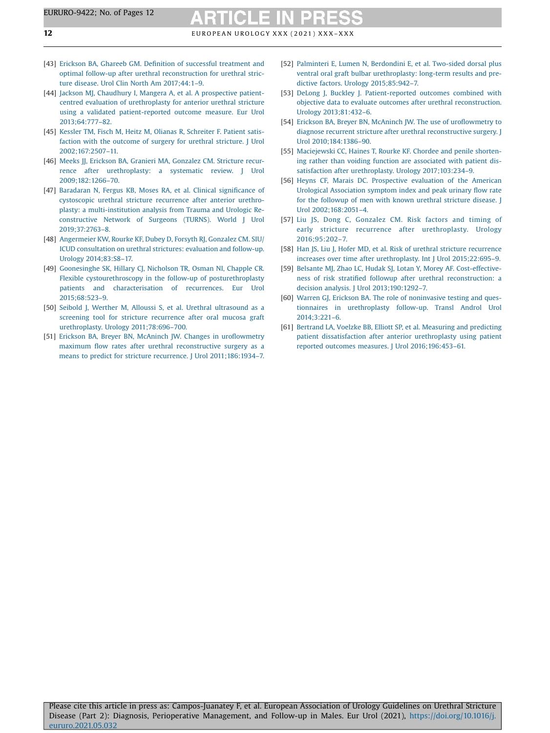[43] Erickson BA, Ghareeb GM. Definition of successful treatment and optimal follow-up after urethral reconstruction for urethral stricture disease. Urol Clin North Am 2017;44:1–9.

[44] Jackson MJ, Chaudhury I, Mangera A, et al. A prospective patient-centred evaluation of urethroplasty for anterior urethral stricture using a validated patient-reported outcome measure. Eur Urol 2013;64:777–82.

[45] Kessler TM, Fisch M, Heitz M, Olianas R, Schreiter F. Patient satisfaction with the outcome of surgery for urethral stricture. J Urol 2002;167:2507–11.

[46] Meeks JJ, Erickson BA, Granieri MA, Gonzalez CM. Stricture recurrence after urethroplasty: a systematic review. J Urol 2009;182:1266–70.

[47] Baradaran N, Fergus KB, Moses RA, et al. Clinical significance of cystoscopic urethral stricture recurrence after anterior urethroplasty: a multi-institution analysis from Trauma and Urologic Reconstructive Network of Surgeons (TURNS). World J Urol 2019;37:2763–8.

[48] Angermeier KW, Rourke KF, Dubey D, Forsyth RJ, Gonzalez CM. SIU/ICUD consultation on urethral strictures: evaluation and follow-up. Urology 2014;83:S8–17.

[49] Goonesinghe SK, Hillary CJ, Nicholson TR, Osman NI, Chapple CR. Flexible cystourethroscopy in the follow-up of posturethroplasty patients and characterisation of recurrences. Eur Urol 2015;68:523–9.

[50] Seibold J, Werther M, Alloussi S, et al. Urethral ultrasound as a screening tool for stricture recurrence after oral mucosa graft urethroplasty. Urology 2011;78:696–700.

[51] Erickson BA, Breyer BN, McAninch JW. Changes in uroflowmetry maximum flow rates after urethral reconstructive surgery as a means to predict for stricture recurrence. J Urol 2011;186:1934–7.

[52] Palminteri E, Lumen N, Berdondini E, et al. Two-sided dorsal plus ventral oral graft bulbar urethroplasty: long-term results and predictive factors. Urology 2015;85:942–7.

[53] DeLong J, Buckley J. Patient-reported outcomes combined with objective data to evaluate outcomes after urethral reconstruction. Urology 2013;81:432–6.

[54] Erickson BA, Breyer BN, McAninch JW. The use of uroflowmetry to diagnose recurrent stricture after urethral reconstructive surgery. J Urol 2010;184:1386–90.

[55] Maciejewski CC, Haines T, Rourke KF. Chordee and penile shortening rather than voiding function are associated with patient dissatisfaction after urethroplasty. Urology 2017;103:234–9.

[56] Heyns CF, Marais DC. Prospective evaluation of the American Urological Association symptom index and peak urinary flow rate for the followup of men with known urethral stricture disease. J Urol 2002;168:2051–4.

[57] Liu JS, Dong C, Gonzalez CM. Risk factors and timing of early stricture recurrence after urethroplasty. Urology 2016;95:202–7.

[58] Han JS, Liu J, Hofer MD, et al. Risk of urethral stricture recurrence increases over time after urethroplasty. Int J Urol 2015;22:695–9.

[59] Belsante MJ, Zhao LC, Hudak SJ, Lotan Y, Morey AF. Cost-effectiveness of risk stratified followup after urethral reconstruction: a decision analysis. J Urol 2013;190:1292–7.

[60] Warren GJ, Erickson BA. The role of noninvasive testing and questionnaires in urethroplasty follow-up. Transl Androl Urol 2014;3:221–6.

[61] Bertrand LA, Voelzke BB, Elliott SP, et al. Measuring and predicting patient dissatisfaction after anterior urethroplasty using patient reported outcomes measures. J Urol 2016;196:453–61.